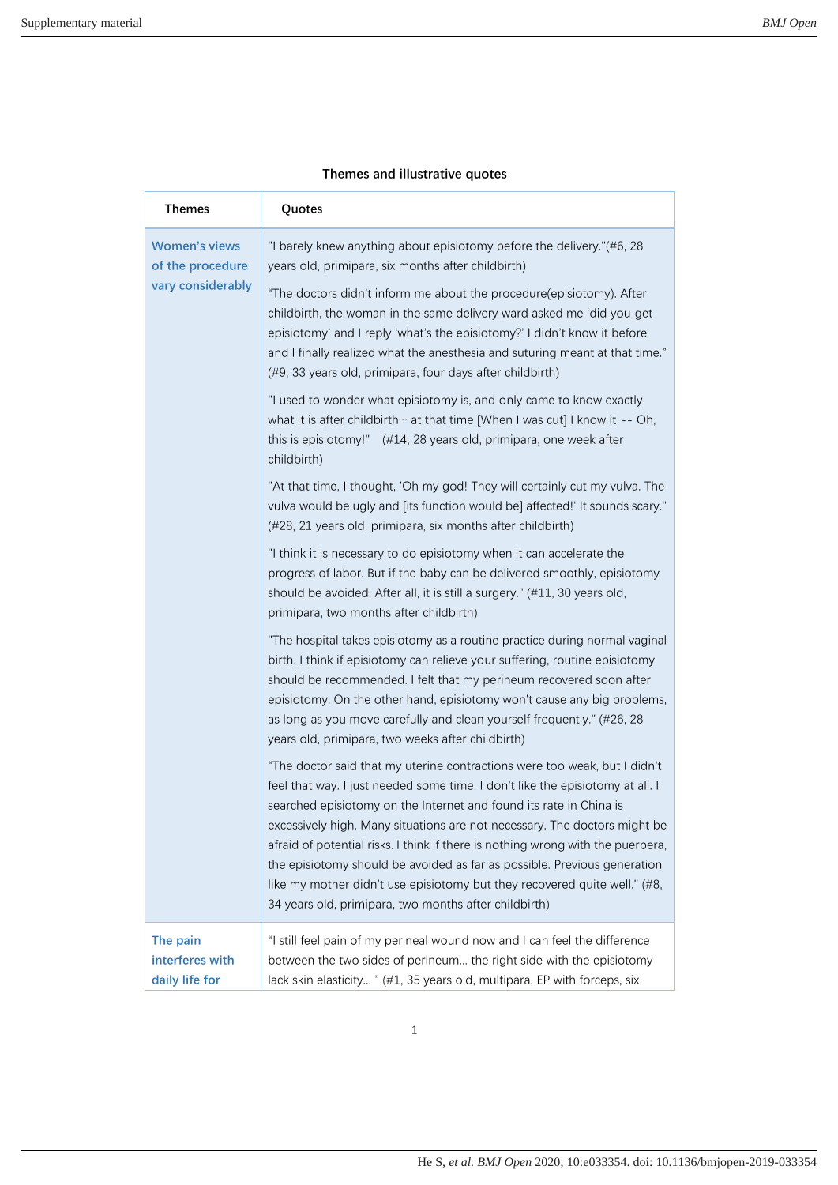**Themes and illustrative quotes**

| Themes | Quotes |
|---|---|
| Women's views of the procedure vary considerably | "I barely knew anything about episiotomy before the delivery."(#6, 28 years old, primipara, six months after childbirth)<br><br>"The doctors didn't inform me about the procedure(episiotomy). After childbirth, the woman in the same delivery ward asked me 'did you get episiotomy' and I reply 'what's the episiotomy?' I didn't know it before and I finally realized what the anesthesia and suturing meant at that time." (#9, 33 years old, primipara, four days after childbirth)<br><br>"I used to wonder what episiotomy is, and only came to know exactly what it is after childbirth… at that time [When I was cut] I know it -- Oh, this is episiotomy!" (#14, 28 years old, primipara, one week after childbirth)<br><br>"At that time, I thought, 'Oh my god! They will certainly cut my vulva. The vulva would be ugly and [its function would be] affected!' It sounds scary." (#28, 21 years old, primipara, six months after childbirth)<br><br>"I think it is necessary to do episiotomy when it can accelerate the progress of labor. But if the baby can be delivered smoothly, episiotomy should be avoided. After all, it is still a surgery." (#11, 30 years old, primipara, two months after childbirth)<br><br>"The hospital takes episiotomy as a routine practice during normal vaginal birth. I think if episiotomy can relieve your suffering, routine episiotomy should be recommended. I felt that my perineum recovered soon after episiotomy. On the other hand, episiotomy won't cause any big problems, as long as you move carefully and clean yourself frequently." (#26, 28 years old, primipara, two weeks after childbirth)<br><br>"The doctor said that my uterine contractions were too weak, but I didn't feel that way. I just needed some time. I don't like the episiotomy at all. I searched episiotomy on the Internet and found its rate in China is excessively high. Many situations are not necessary. The doctors might be afraid of potential risks. I think if there is nothing wrong with the puerpera, the episiotomy should be avoided as far as possible. Previous generation like my mother didn't use episiotomy but they recovered quite well." (#8, 34 years old, primipara, two months after childbirth) |
| The pain interferes with daily life for | "I still feel pain of my perineal wound now and I can feel the difference between the two sides of perineum… the right side with the episiotomy lack skin elasticity… " (#1, 35 years old, multipara, EP with forceps, six |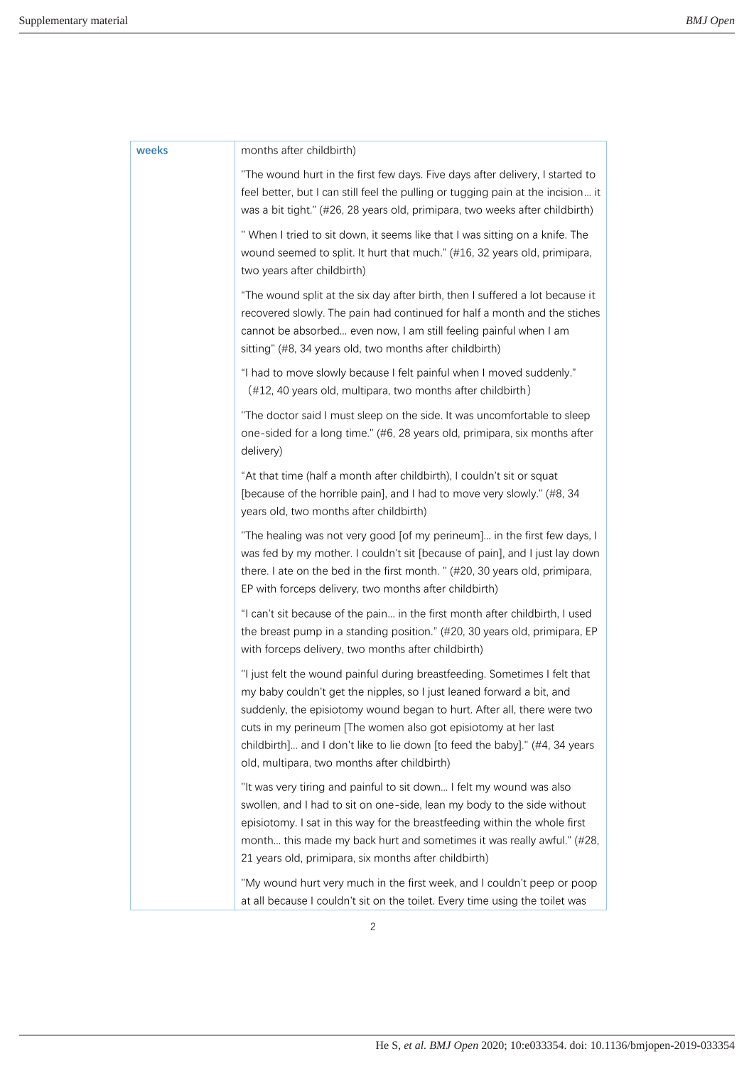| weeks | months after childbirth) |
|---|---|
| | "The wound hurt in the first few days. Five days after delivery, I started to feel better, but I can still feel the pulling or tugging pain at the incision… it was a bit tight." (#26, 28 years old, primipara, two weeks after childbirth) |
| | " When I tried to sit down, it seems like that I was sitting on a knife. The wound seemed to split. It hurt that much." (#16, 32 years old, primipara, two years after childbirth) |
| | "The wound split at the six day after birth, then I suffered a lot because it recovered slowly. The pain had continued for half a month and the stiches cannot be absorbed… even now, I am still feeling painful when I am sitting" (#8, 34 years old, two months after childbirth) |
| | "I had to move slowly because I felt painful when I moved suddenly." (#12, 40 years old, multipara, two months after childbirth) |
| | "The doctor said I must sleep on the side. It was uncomfortable to sleep one-sided for a long time." (#6, 28 years old, primipara, six months after delivery) |
| | "At that time (half a month after childbirth), I couldn't sit or squat [because of the horrible pain], and I had to move very slowly." (#8, 34 years old, two months after childbirth) |
| | "The healing was not very good [of my perineum]… in the first few days, I was fed by my mother. I couldn't sit [because of pain], and I just lay down there. I ate on the bed in the first month. " (#20, 30 years old, primipara, EP with forceps delivery, two months after childbirth) |
| | "I can't sit because of the pain… in the first month after childbirth, I used the breast pump in a standing position." (#20, 30 years old, primipara, EP with forceps delivery, two months after childbirth) |
| | "I just felt the wound painful during breastfeeding. Sometimes I felt that my baby couldn't get the nipples, so I just leaned forward a bit, and suddenly, the episiotomy wound began to hurt. After all, there were two cuts in my perineum [The women also got episiotomy at her last childbirth]… and I don't like to lie down [to feed the baby]." (#4, 34 years old, multipara, two months after childbirth) |
| | "It was very tiring and painful to sit down… I felt my wound was also swollen, and I had to sit on one-side, lean my body to the side without episiotomy. I sat in this way for the breastfeeding within the whole first month… this made my back hurt and sometimes it was really awful." (#28, 21 years old, primipara, six months after childbirth) |
| | "My wound hurt very much in the first week, and I couldn't peep or poop at all because I couldn't sit on the toilet. Every time using the toilet was |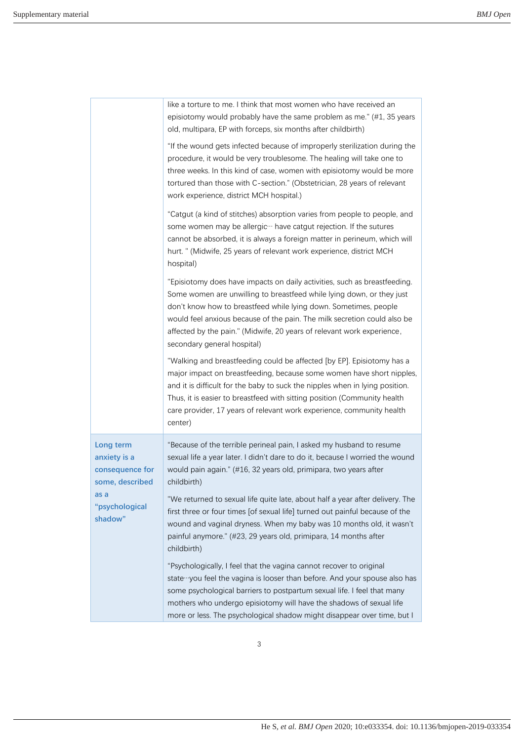| | |
|---|---|
| | like a torture to me. I think that most women who have received an episiotomy would probably have the same problem as me." (#1, 35 years old, multipara, EP with forceps, six months after childbirth)<br><br>"If the wound gets infected because of improperly sterilization during the procedure, it would be very troublesome. The healing will take one to three weeks. In this kind of case, women with episiotomy would be more tortured than those with C-section." (Obstetrician, 28 years of relevant work experience, district MCH hospital.)<br><br>"Catgut (a kind of stitches) absorption varies from people to people, and some women may be allergic··· have catgut rejection. If the sutures cannot be absorbed, it is always a foreign matter in perineum, which will hurt. " (Midwife, 25 years of relevant work experience, district MCH hospital)<br><br>"Episiotomy does have impacts on daily activities, such as breastfeeding. Some women are unwilling to breastfeed while lying down, or they just don't know how to breastfeed while lying down. Sometimes, people would feel anxious because of the pain. The milk secretion could also be affected by the pain." (Midwife, 20 years of relevant work experience, secondary general hospital)<br><br>"Walking and breastfeeding could be affected [by EP]. Episiotomy has a major impact on breastfeeding, because some women have short nipples, and it is difficult for the baby to suck the nipples when in lying position. Thus, it is easier to breastfeed with sitting position (Community health care provider, 17 years of relevant work experience, community health center) |
| **Long term anxiety is a consequence for some, described as a "psychological shadow"** | "Because of the terrible perineal pain, I asked my husband to resume sexual life a year later. I didn't dare to do it, because I worried the wound would pain again." (#16, 32 years old, primipara, two years after childbirth)<br><br>"We returned to sexual life quite late, about half a year after delivery. The first three or four times [of sexual life] turned out painful because of the wound and vaginal dryness. When my baby was 10 months old, it wasn't painful anymore." (#23, 29 years old, primipara, 14 months after childbirth)<br><br>"Psychologically, I feel that the vagina cannot recover to original state···you feel the vagina is looser than before. And your spouse also has some psychological barriers to postpartum sexual life. I feel that many mothers who undergo episiotomy will have the shadows of sexual life more or less. The psychological shadow might disappear over time, but I |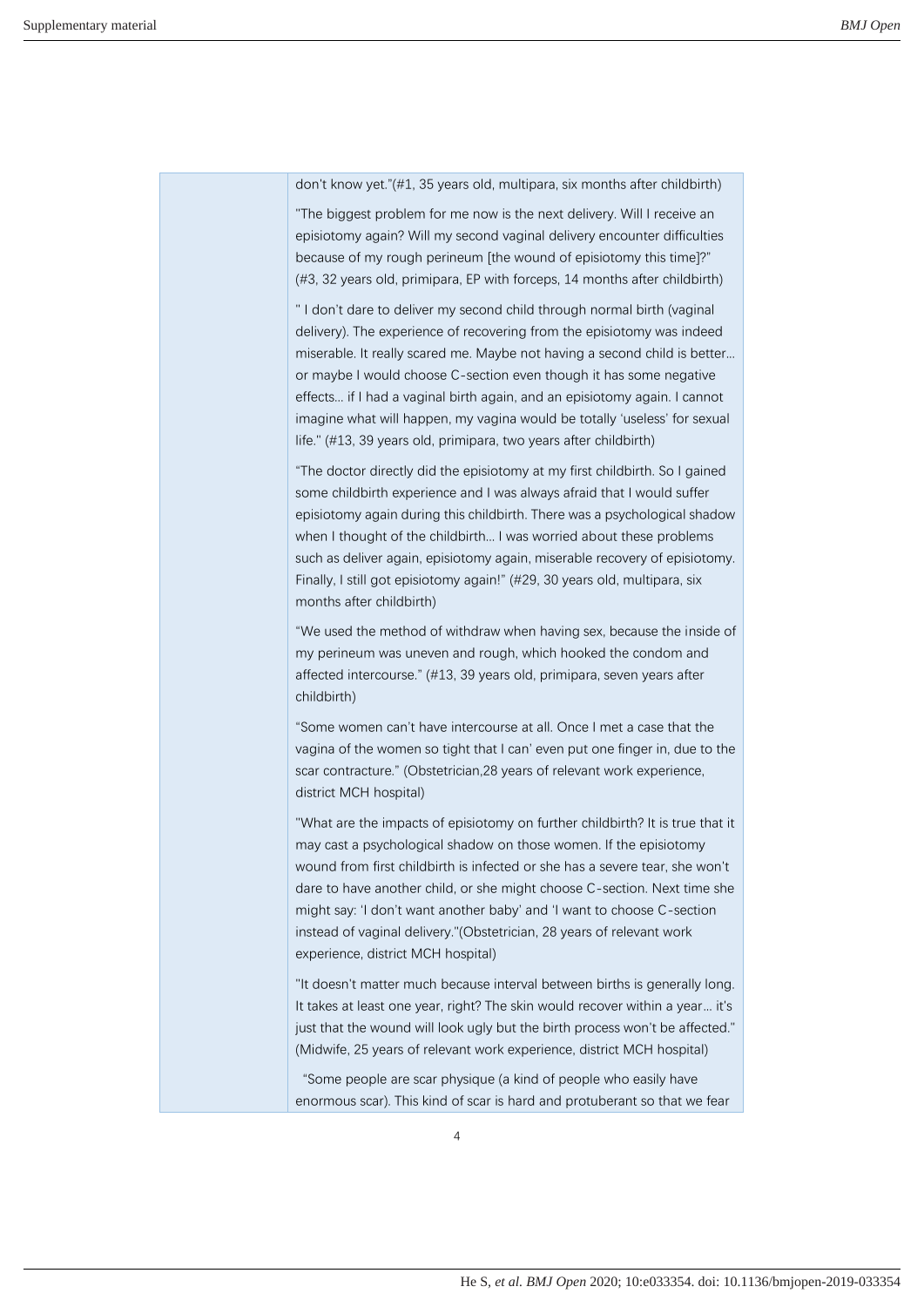| | |
|---|---|
| | don't know yet."(#1, 35 years old, multipara, six months after childbirth)<br><br>"The biggest problem for me now is the next delivery. Will I receive an episiotomy again? Will my second vaginal delivery encounter difficulties because of my rough perineum [the wound of episiotomy this time]?" (#3, 32 years old, primipara, EP with forceps, 14 months after childbirth)<br><br>" I don't dare to deliver my second child through normal birth (vaginal delivery). The experience of recovering from the episiotomy was indeed miserable. It really scared me. Maybe not having a second child is better… or maybe I would choose C-section even though it has some negative effects… if I had a vaginal birth again, and an episiotomy again. I cannot imagine what will happen, my vagina would be totally 'useless' for sexual life." (#13, 39 years old, primipara, two years after childbirth)<br><br>"The doctor directly did the episiotomy at my first childbirth. So I gained some childbirth experience and I was always afraid that I would suffer episiotomy again during this childbirth. There was a psychological shadow when I thought of the childbirth… I was worried about these problems such as deliver again, episiotomy again, miserable recovery of episiotomy. Finally, I still got episiotomy again!" (#29, 30 years old, multipara, six months after childbirth)<br><br>"We used the method of withdraw when having sex, because the inside of my perineum was uneven and rough, which hooked the condom and affected intercourse." (#13, 39 years old, primipara, seven years after childbirth)<br><br>"Some women can't have intercourse at all. Once I met a case that the vagina of the women so tight that I can' even put one finger in, due to the scar contracture." (Obstetrician,28 years of relevant work experience, district MCH hospital)<br><br>"What are the impacts of episiotomy on further childbirth? It is true that it may cast a psychological shadow on those women. If the episiotomy wound from first childbirth is infected or she has a severe tear, she won't dare to have another child, or she might choose C-section. Next time she might say: 'I don't want another baby' and 'I want to choose C-section instead of vaginal delivery."(Obstetrician, 28 years of relevant work experience, district MCH hospital)<br><br>"It doesn't matter much because interval between births is generally long. It takes at least one year, right? The skin would recover within a year… it's just that the wound will look ugly but the birth process won't be affected." (Midwife, 25 years of relevant work experience, district MCH hospital)<br><br>"Some people are scar physique (a kind of people who easily have enormous scar). This kind of scar is hard and protuberant so that we fear |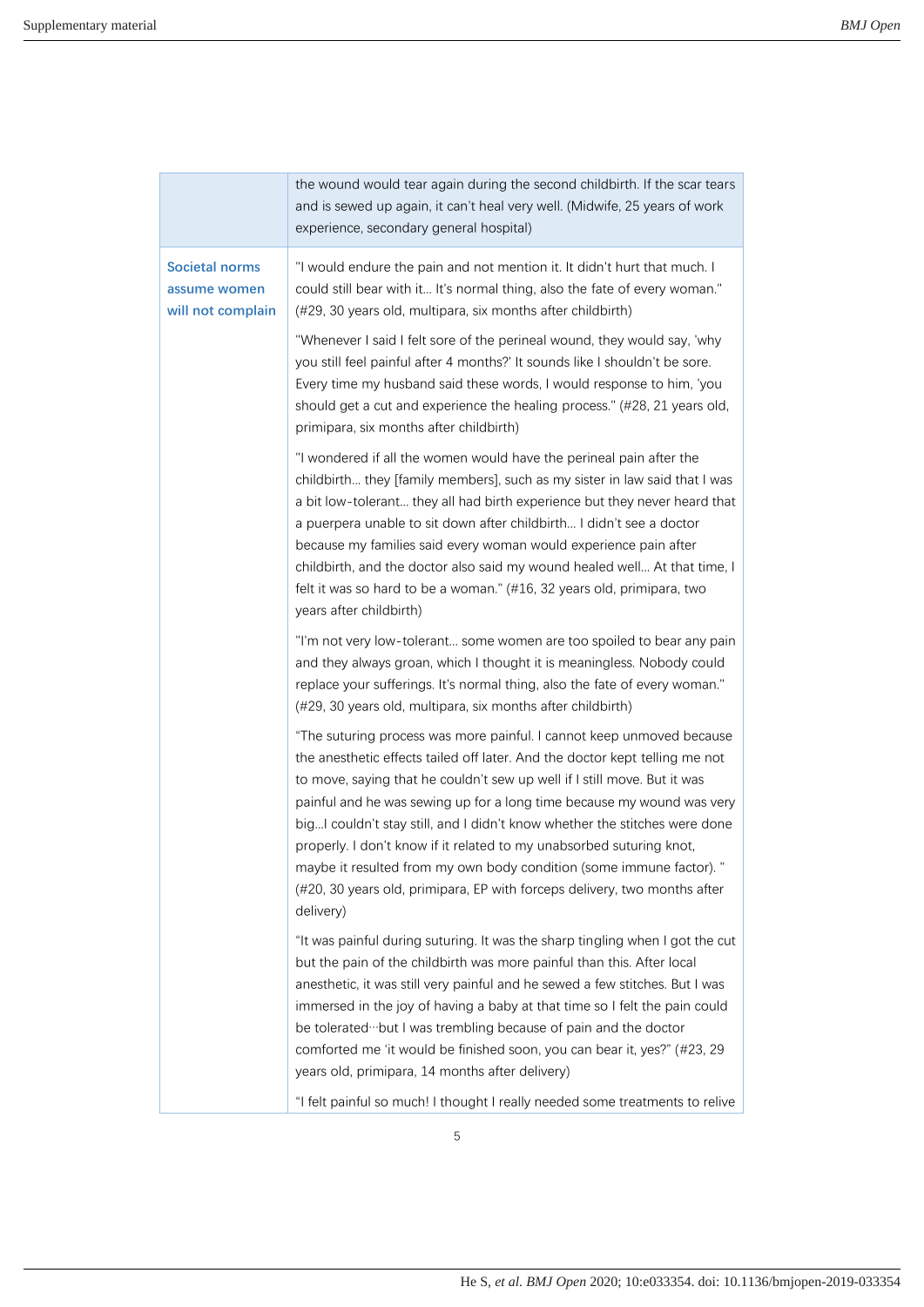| | |
|---|---|
| | the wound would tear again during the second childbirth. If the scar tears and is sewed up again, it can't heal very well. (Midwife, 25 years of work experience, secondary general hospital) |
| **Societal norms assume women will not complain** | "I would endure the pain and not mention it. It didn't hurt that much. I could still bear with it… It's normal thing, also the fate of every woman." (#29, 30 years old, multipara, six months after childbirth) |
| | "Whenever I said I felt sore of the perineal wound, they would say, 'why you still feel painful after 4 months?' It sounds like I shouldn't be sore. Every time my husband said these words, I would response to him, 'you should get a cut and experience the healing process." (#28, 21 years old, primipara, six months after childbirth) |
| | "I wondered if all the women would have the perineal pain after the childbirth… they [family members], such as my sister in law said that I was a bit low-tolerant… they all had birth experience but they never heard that a puerpera unable to sit down after childbirth… I didn't see a doctor because my families said every woman would experience pain after childbirth, and the doctor also said my wound healed well… At that time, I felt it was so hard to be a woman." (#16, 32 years old, primipara, two years after childbirth) |
| | "I'm not very low-tolerant… some women are too spoiled to bear any pain and they always groan, which I thought it is meaningless. Nobody could replace your sufferings. It's normal thing, also the fate of every woman." (#29, 30 years old, multipara, six months after childbirth) |
| | "The suturing process was more painful. I cannot keep unmoved because the anesthetic effects tailed off later. And the doctor kept telling me not to move, saying that he couldn't sew up well if I still move. But it was painful and he was sewing up for a long time because my wound was very big…I couldn't stay still, and I didn't know whether the stitches were done properly. I don't know if it related to my unabsorbed suturing knot, maybe it resulted from my own body condition (some immune factor). " (#20, 30 years old, primipara, EP with forceps delivery, two months after delivery) |
| | "It was painful during suturing. It was the sharp tingling when I got the cut but the pain of the childbirth was more painful than this. After local anesthetic, it was still very painful and he sewed a few stitches. But I was immersed in the joy of having a baby at that time so I felt the pain could be tolerated…but I was trembling because of pain and the doctor comforted me 'it would be finished soon, you can bear it, yes?" (#23, 29 years old, primipara, 14 months after delivery) |
| | "I felt painful so much! I thought I really needed some treatments to relive |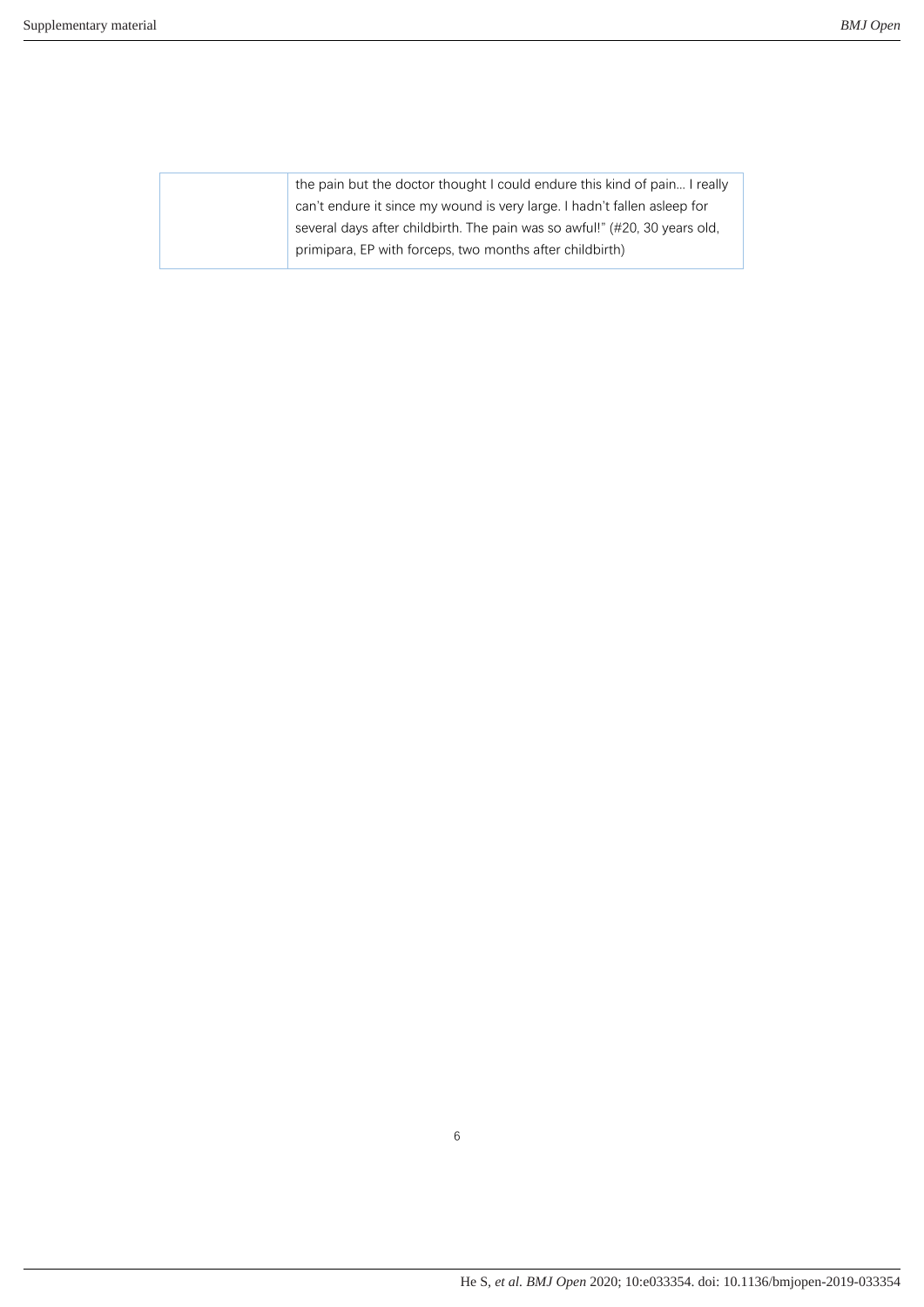| | |
|---|---|
| | the pain but the doctor thought I could endure this kind of pain… I really can't endure it since my wound is very large. I hadn't fallen asleep for several days after childbirth. The pain was so awful!" (#20, 30 years old, primipara, EP with forceps, two months after childbirth) |